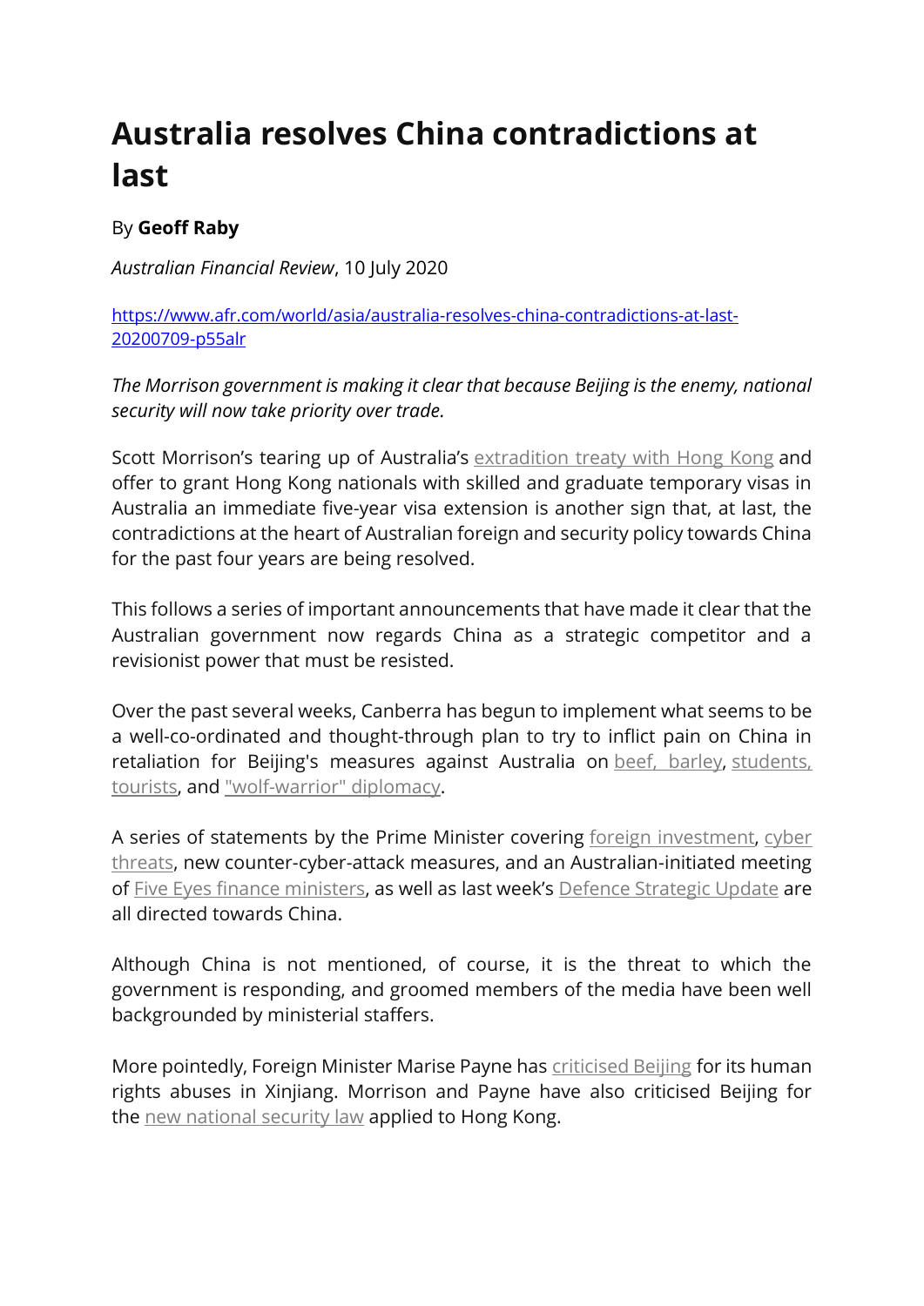# Australia resolves China contradictions at last

By **Geoff Raby**

*Australian Financial Review*, 10 July 2020

https://www.afr.com/world/asia/australia-resolves-china-contradictions-at-last-20200709-p55alr

*The Morrison government is making it clear that because Beijing is the enemy, national security will now take priority over trade.*

Scott Morrison's tearing up of Australia's extradition treaty with Hong Kong and offer to grant Hong Kong nationals with skilled and graduate temporary visas in Australia an immediate five-year visa extension is another sign that, at last, the contradictions at the heart of Australian foreign and security policy towards China for the past four years are being resolved.

This follows a series of important announcements that have made it clear that the Australian government now regards China as a strategic competitor and a revisionist power that must be resisted.

Over the past several weeks, Canberra has begun to implement what seems to be a well-co-ordinated and thought-through plan to try to inflict pain on China in retaliation for Beijing's measures against Australia on beef, barley, students, tourists, and "wolf-warrior" diplomacy.

A series of statements by the Prime Minister covering foreign investment, cyber threats, new counter-cyber-attack measures, and an Australian-initiated meeting of Five Eyes finance ministers, as well as last week's Defence Strategic Update are all directed towards China.

Although China is not mentioned, of course, it is the threat to which the government is responding, and groomed members of the media have been well backgrounded by ministerial staffers.

More pointedly, Foreign Minister Marise Payne has criticised Beijing for its human rights abuses in Xinjiang. Morrison and Payne have also criticised Beijing for the new national security law applied to Hong Kong.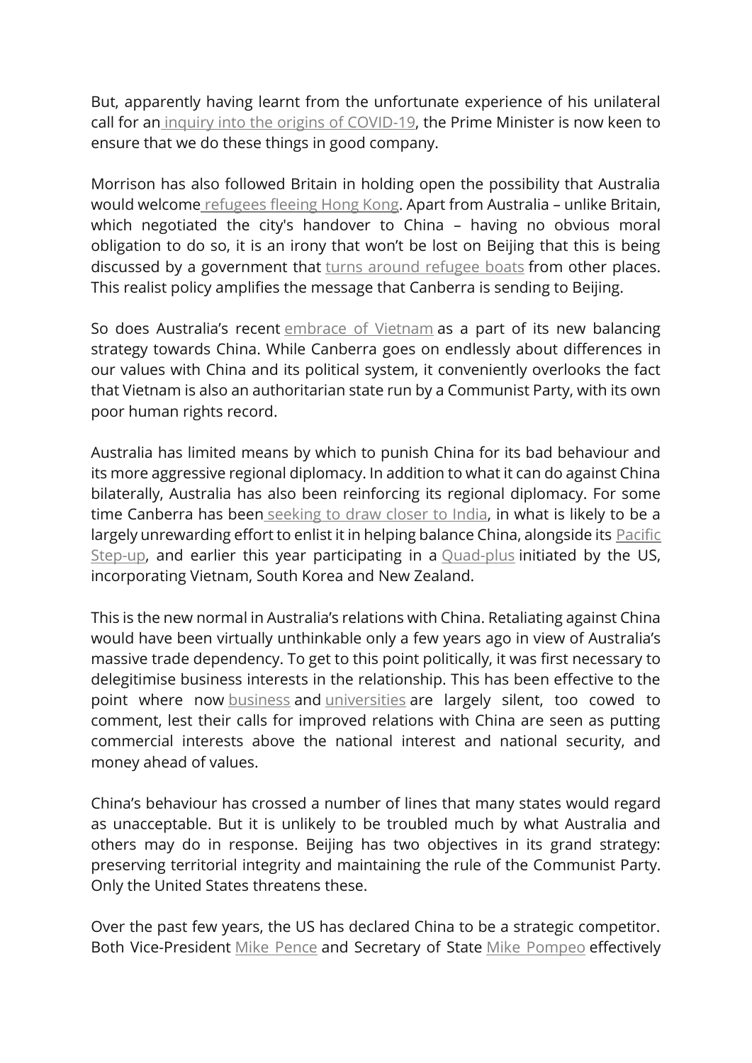But, apparently having learnt from the unfortunate experience of his unilateral call for an inquiry into the origins of COVID-19, the Prime Minister is now keen to ensure that we do these things in good company.

Morrison has also followed Britain in holding open the possibility that Australia would welcome refugees fleeing Hong Kong. Apart from Australia – unlike Britain, which negotiated the city's handover to China – having no obvious moral obligation to do so, it is an irony that won't be lost on Beijing that this is being discussed by a government that turns around refugee boats from other places. This realist policy amplifies the message that Canberra is sending to Beijing.

So does Australia's recent embrace of Vietnam as a part of its new balancing strategy towards China. While Canberra goes on endlessly about differences in our values with China and its political system, it conveniently overlooks the fact that Vietnam is also an authoritarian state run by a Communist Party, with its own poor human rights record.

Australia has limited means by which to punish China for its bad behaviour and its more aggressive regional diplomacy. In addition to what it can do against China bilaterally, Australia has also been reinforcing its regional diplomacy. For some time Canberra has been seeking to draw closer to India, in what is likely to be a largely unrewarding effort to enlist it in helping balance China, alongside its Pacific Step-up, and earlier this year participating in a Quad-plus initiated by the US, incorporating Vietnam, South Korea and New Zealand.

This is the new normal in Australia's relations with China. Retaliating against China would have been virtually unthinkable only a few years ago in view of Australia's massive trade dependency. To get to this point politically, it was first necessary to delegitimise business interests in the relationship. This has been effective to the point where now business and universities are largely silent, too cowed to comment, lest their calls for improved relations with China are seen as putting commercial interests above the national interest and national security, and money ahead of values.

China's behaviour has crossed a number of lines that many states would regard as unacceptable. But it is unlikely to be troubled much by what Australia and others may do in response. Beijing has two objectives in its grand strategy: preserving territorial integrity and maintaining the rule of the Communist Party. Only the United States threatens these.

Over the past few years, the US has declared China to be a strategic competitor. Both Vice-President Mike Pence and Secretary of State Mike Pompeo effectively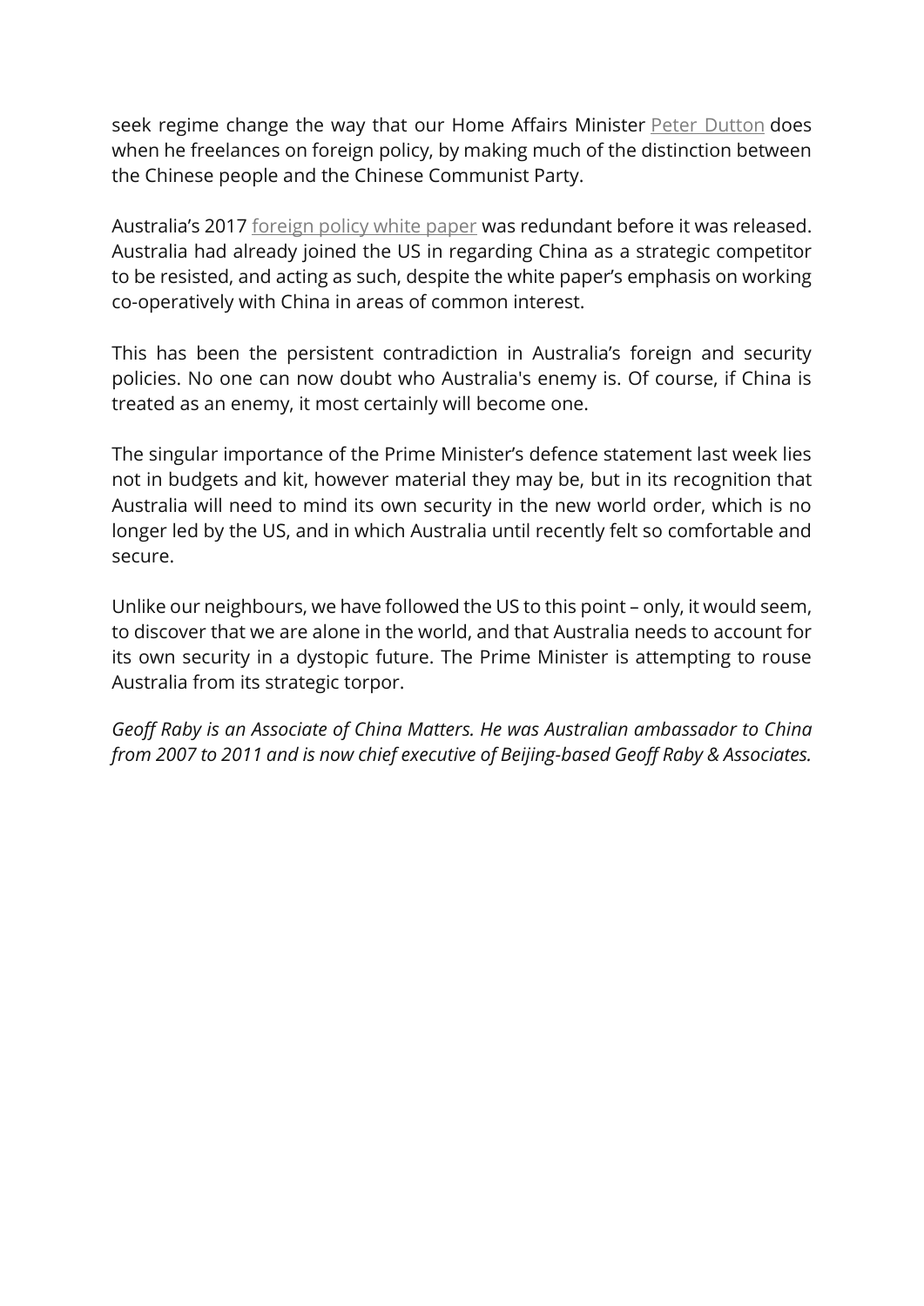seek regime change the way that our Home Affairs Minister Peter Dutton does when he freelances on foreign policy, by making much of the distinction between the Chinese people and the Chinese Communist Party.

Australia's 2017 foreign policy white paper was redundant before it was released. Australia had already joined the US in regarding China as a strategic competitor to be resisted, and acting as such, despite the white paper's emphasis on working co-operatively with China in areas of common interest.

This has been the persistent contradiction in Australia's foreign and security policies. No one can now doubt who Australia's enemy is. Of course, if China is treated as an enemy, it most certainly will become one.

The singular importance of the Prime Minister's defence statement last week lies not in budgets and kit, however material they may be, but in its recognition that Australia will need to mind its own security in the new world order, which is no longer led by the US, and in which Australia until recently felt so comfortable and secure.

Unlike our neighbours, we have followed the US to this point – only, it would seem, to discover that we are alone in the world, and that Australia needs to account for its own security in a dystopic future. The Prime Minister is attempting to rouse Australia from its strategic torpor.

*Geoff Raby is an Associate of China Matters. He was Australian ambassador to China from 2007 to 2011 and is now chief executive of Beijing-based Geoff Raby & Associates.*